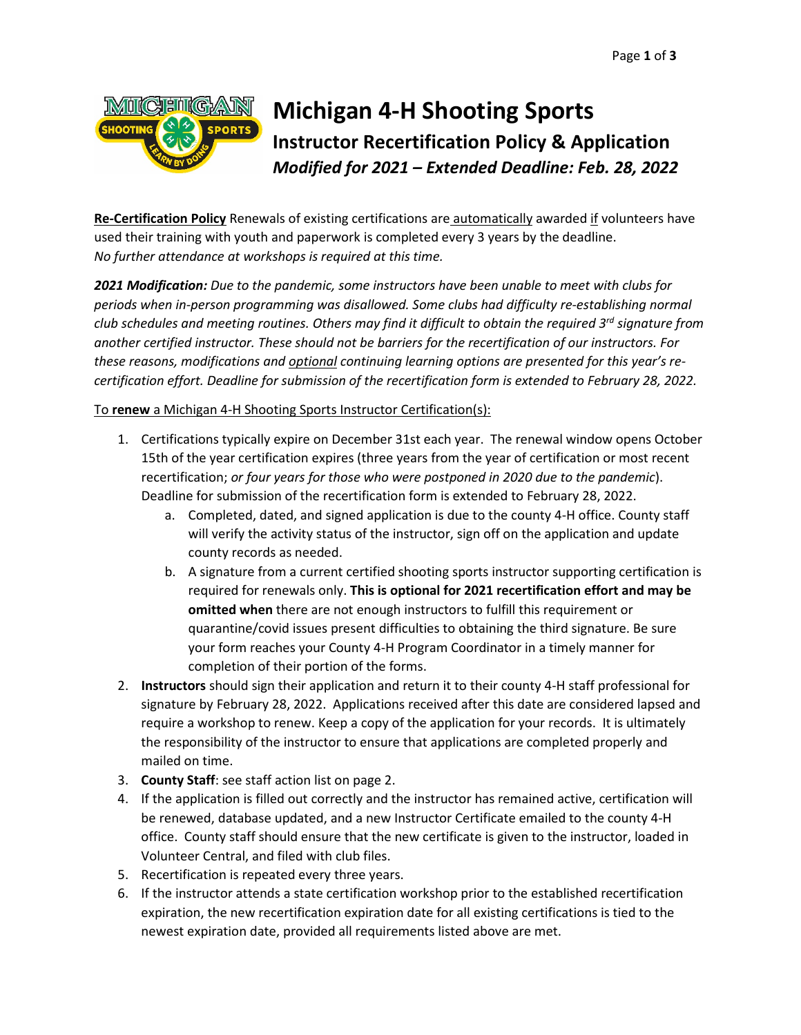# Michigan 4-H Shooting Sports

## Instructor Recertification Policy & Application

### *Modified for 2021 – Extended Deadline: Feb. 28, 2022*

**Re-Certification Policy** Renewals of existing certifications are automatically awarded if volunteers have used their training with youth and paperwork is completed every 3 years by the deadline. *No further attendance at workshops is required at this time.*

***2021 Modification:*** *Due to the pandemic, some instructors have been unable to meet with clubs for periods when in-person programming was disallowed. Some clubs had difficulty re-establishing normal club schedules and meeting routines. Others may find it difficult to obtain the required 3rd signature from another certified instructor. These should not be barriers for the recertification of our instructors. For these reasons, modifications and optional continuing learning options are presented for this year's re-certification effort. Deadline for submission of the recertification form is extended to February 28, 2022.*

To **renew** a Michigan 4-H Shooting Sports Instructor Certification(s):

1. Certifications typically expire on December 31st each year. The renewal window opens October 15th of the year certification expires (three years from the year of certification or most recent recertification; *or four years for those who were postponed in 2020 due to the pandemic*). Deadline for submission of the recertification form is extended to February 28, 2022.
   a. Completed, dated, and signed application is due to the county 4-H office. County staff will verify the activity status of the instructor, sign off on the application and update county records as needed.
   b. A signature from a current certified shooting sports instructor supporting certification is required for renewals only. **This is optional for 2021 recertification effort and may be omitted when** there are not enough instructors to fulfill this requirement or quarantine/covid issues present difficulties to obtaining the third signature. Be sure your form reaches your County 4-H Program Coordinator in a timely manner for completion of their portion of the forms.
2. **Instructors** should sign their application and return it to their county 4-H staff professional for signature by February 28, 2022. Applications received after this date are considered lapsed and require a workshop to renew. Keep a copy of the application for your records. It is ultimately the responsibility of the instructor to ensure that applications are completed properly and mailed on time.
3. **County Staff**: see staff action list on page 2.
4. If the application is filled out correctly and the instructor has remained active, certification will be renewed, database updated, and a new Instructor Certificate emailed to the county 4-H office. County staff should ensure that the new certificate is given to the instructor, loaded in Volunteer Central, and filed with club files.
5. Recertification is repeated every three years.
6. If the instructor attends a state certification workshop prior to the established recertification expiration, the new recertification expiration date for all existing certifications is tied to the newest expiration date, provided all requirements listed above are met.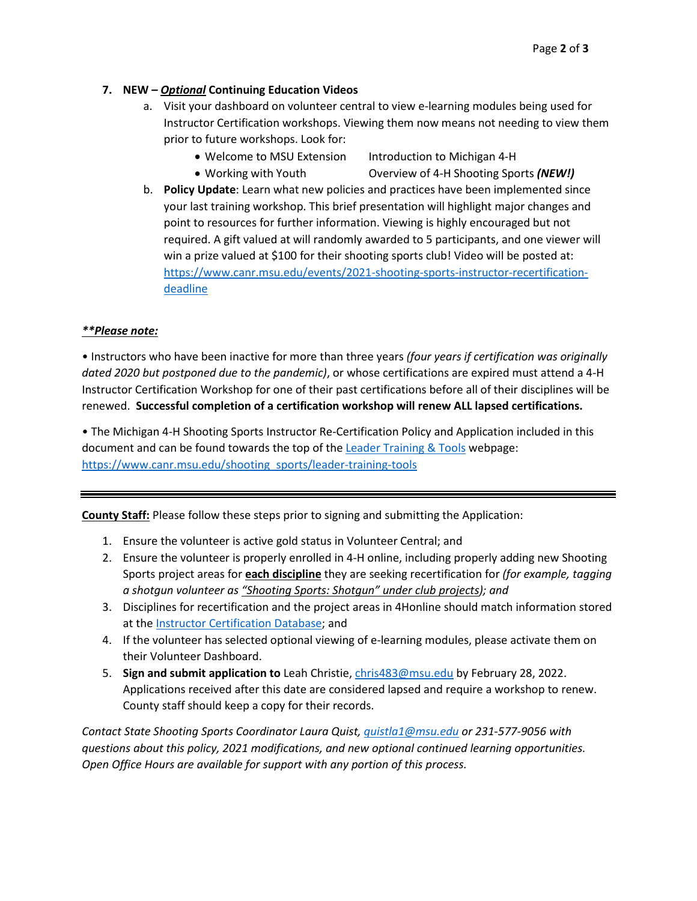7. **NEW – *<u>Optional</u>* Continuing Education Videos**
    a. Visit your dashboard on volunteer central to view e-learning modules being used for Instructor Certification workshops. Viewing them now means not needing to view them prior to future workshops. Look for:
        - Welcome to MSU Extension
        - Introduction to Michigan 4-H
        - Working with Youth
        - Overview of 4-H Shooting Sports ***(NEW!)***

    b. **Policy Update**: Learn what new policies and practices have been implemented since your last training workshop. This brief presentation will highlight major changes and point to resources for further information. Viewing is highly encouraged but not required. A gift valued at will randomly awarded to 5 participants, and one viewer will win a prize valued at $100 for their shooting sports club! Video will be posted at: [https://www.canr.msu.edu/events/2021-shooting-sports-instructor-recertification-deadline](https://www.canr.msu.edu/events/2021-shooting-sports-instructor-recertification-deadline)

***<u>**Please note:</u>***

• Instructors who have been inactive for more than three years *(four years if certification was originally dated 2020 but postponed due to the pandemic)*, or whose certifications are expired must attend a 4-H Instructor Certification Workshop for one of their past certifications before all of their disciplines will be renewed. **Successful completion of a certification workshop will renew ALL lapsed certifications.**

• The Michigan 4-H Shooting Sports Instructor Re-Certification Policy and Application included in this document and can be found towards the top of the [Leader Training & Tools](https://www.canr.msu.edu/shooting_sports/leader-training-tools) webpage: [https://www.canr.msu.edu/shooting_sports/leader-training-tools](https://www.canr.msu.edu/shooting_sports/leader-training-tools)

---

**<u>County Staff:</u>** Please follow these steps prior to signing and submitting the Application:

1. Ensure the volunteer is active gold status in Volunteer Central; and
2. Ensure the volunteer is properly enrolled in 4-H online, including properly adding new Shooting Sports project areas for **<u>each discipline</u>** they are seeking recertification for *(for example, tagging a shotgun volunteer as <u>"Shooting Sports: Shotgun" under club projects</u>); and*
3. Disciplines for recertification and the project areas in 4Honline should match information stored at the Instructor Certification Database; and
4. If the volunteer has selected optional viewing of e-learning modules, please activate them on their Volunteer Dashboard.
5. **Sign and submit application to** Leah Christie, chris483@msu.edu by February 28, 2022. Applications received after this date are considered lapsed and require a workshop to renew. County staff should keep a copy for their records.

*Contact State Shooting Sports Coordinator Laura Quist, quistla1@msu.edu or 231-577-9056 with questions about this policy, 2021 modifications, and new optional continued learning opportunities. Open Office Hours are available for support with any portion of this process.*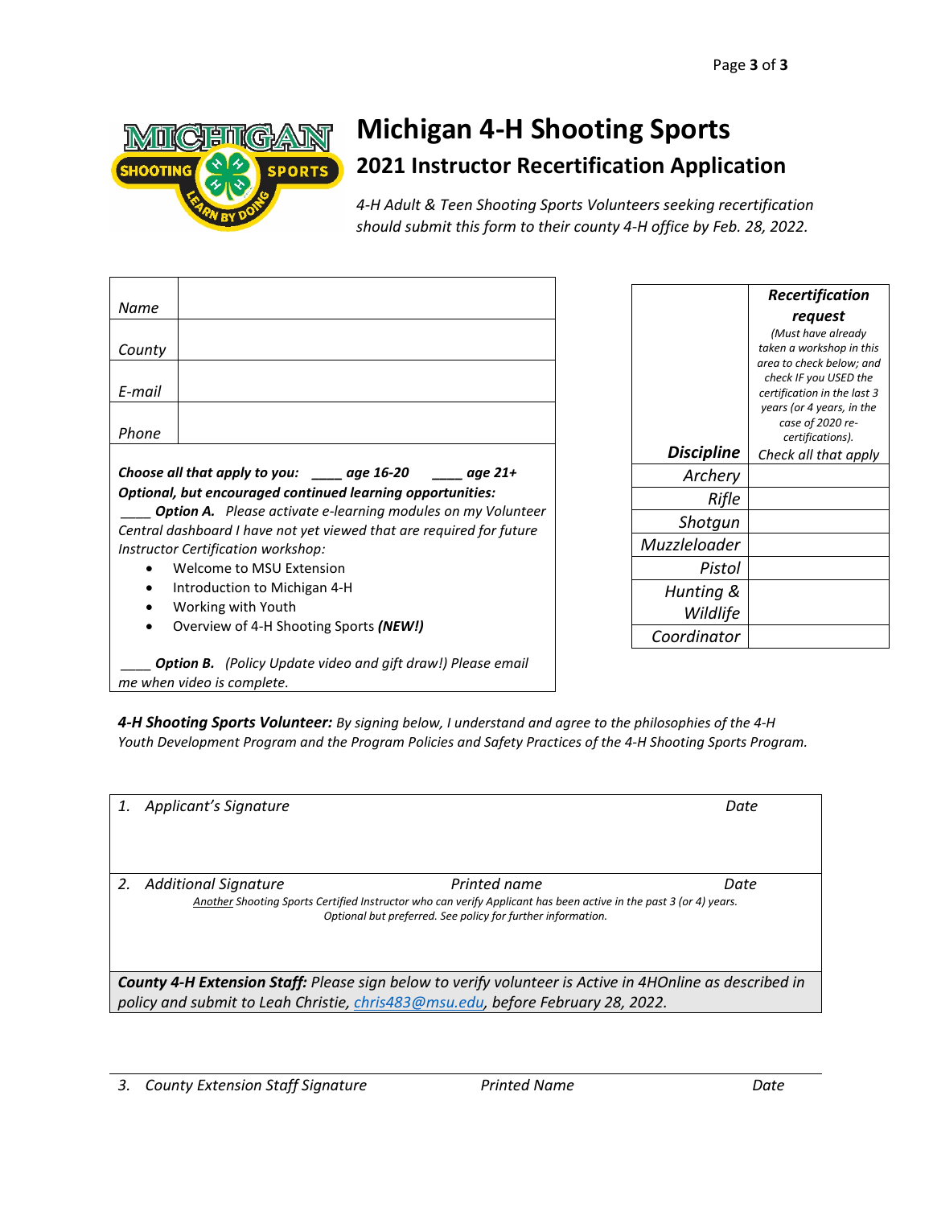# Michigan 4-H Shooting Sports

## 2021 Instructor Recertification Application

*4-H Adult & Teen Shooting Sports Volunteers seeking recertification should submit this form to their county 4-H office by Feb. 28, 2022.*

| | |
|---|---|
| *Name* | |
| *County* | |
| *E-mail* | |
| *Phone* | |

***Choose all that apply to you:*** ____ ***age 16-20*** ____ ***age 21+***

***Optional, but encouraged continued learning opportunities:***

____ ***Option A.*** *Please activate e-learning modules on my Volunteer Central dashboard I have not yet viewed that are required for future Instructor Certification workshop:*

- Welcome to MSU Extension
- Introduction to Michigan 4-H
- Working with Youth
- Overview of 4-H Shooting Sports ***(NEW!)***

____ ***Option B.*** *(Policy Update video and gift draw!) Please email me when video is complete.*

| ***Discipline*** | ***Recertification request*** *(Must have already taken a workshop in this area to check below; and check IF you USED the certification in the last 3 years (or 4 years, in the case of 2020 re-certifications).* *Check all that apply* |
|---|---|
| *Archery* | |
| *Rifle* | |
| *Shotgun* | |
| *Muzzleloader* | |
| *Pistol* | |
| *Hunting & Wildlife* | |
| *Coordinator* | |

***4-H Shooting Sports Volunteer:*** *By signing below, I understand and agree to the philosophies of the 4-H Youth Development Program and the Program Policies and Safety Practices of the 4-H Shooting Sports Program.*

1. *Applicant's Signature* *Date*

2. *Additional Signature* *Printed name* *Date*

*Another Shooting Sports Certified Instructor who can verify Applicant has been active in the past 3 (or 4) years. Optional but preferred. See policy for further information.*

***County 4-H Extension Staff:*** *Please sign below to verify volunteer is Active in 4HOnline as described in policy and submit to Leah Christie, chris483@msu.edu, before February 28, 2022.*

3. *County Extension Staff Signature* *Printed Name* *Date*